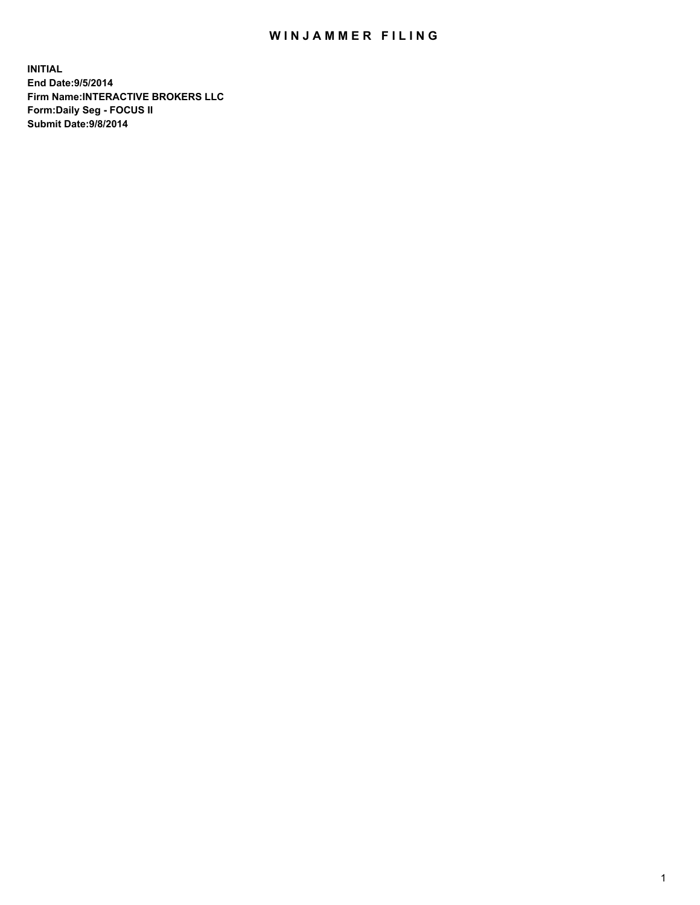# WINJAMMER FILING

**INITIAL**
**End Date:9/5/2014**
**Firm Name:INTERACTIVE BROKERS LLC**
**Form:Daily Seg - FOCUS II**
**Submit Date:9/8/2014**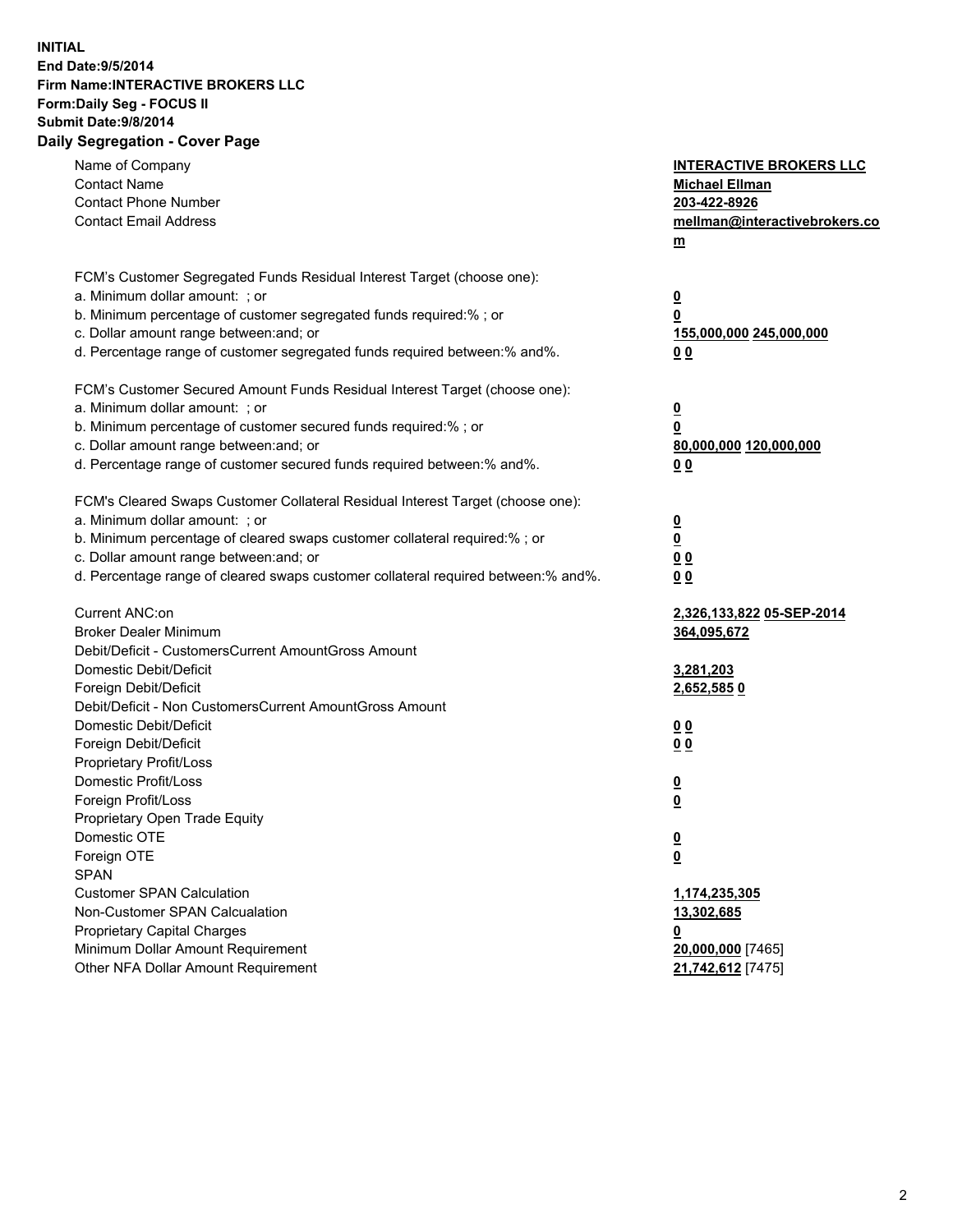**INITIAL**
**End Date:9/5/2014**
**Firm Name:INTERACTIVE BROKERS LLC**
**Form:Daily Seg - FOCUS II**
**Submit Date:9/8/2014**

## Daily Segregation - Cover Page

| | |
|---|---|
| Name of Company | **INTERACTIVE BROKERS LLC** |
| Contact Name | **Michael Ellman** |
| Contact Phone Number | **203-422-8926** |
| Contact Email Address | **mellman@interactivebrokers.com** |
| | |
| FCM's Customer Segregated Funds Residual Interest Target (choose one): | |
| a. Minimum dollar amount: ; or | **0** |
| b. Minimum percentage of customer segregated funds required:% ; or | **0** |
| c. Dollar amount range between:and; or | **155,000,000 245,000,000** |
| d. Percentage range of customer segregated funds required between:% and%. | **0 0** |
| | |
| FCM's Customer Secured Amount Funds Residual Interest Target (choose one): | |
| a. Minimum dollar amount: ; or | **0** |
| b. Minimum percentage of customer secured funds required:% ; or | **0** |
| c. Dollar amount range between:and; or | **80,000,000 120,000,000** |
| d. Percentage range of customer secured funds required between:% and%. | **0 0** |
| | |
| FCM's Cleared Swaps Customer Collateral Residual Interest Target (choose one): | |
| a. Minimum dollar amount: ; or | **0** |
| b. Minimum percentage of cleared swaps customer collateral required:% ; or | **0** |
| c. Dollar amount range between:and; or | **0 0** |
| d. Percentage range of cleared swaps customer collateral required between:% and%. | **0 0** |
| | |
| Current ANC:on | **2,326,133,822 05-SEP-2014** |
| Broker Dealer Minimum | **364,095,672** |
| Debit/Deficit - CustomersCurrent AmountGross Amount | |
| Domestic Debit/Deficit | **3,281,203** |
| Foreign Debit/Deficit | **2,652,585 0** |
| Debit/Deficit - Non CustomersCurrent AmountGross Amount | |
| Domestic Debit/Deficit | **0 0** |
| Foreign Debit/Deficit | **0 0** |
| Proprietary Profit/Loss | |
| Domestic Profit/Loss | **0** |
| Foreign Profit/Loss | **0** |
| Proprietary Open Trade Equity | |
| Domestic OTE | **0** |
| Foreign OTE | **0** |
| SPAN | |
| Customer SPAN Calculation | **1,174,235,305** |
| Non-Customer SPAN Calcualation | **13,302,685** |
| Proprietary Capital Charges | **0** |
| Minimum Dollar Amount Requirement | **20,000,000** [7465] |
| Other NFA Dollar Amount Requirement | **21,742,612** [7475] |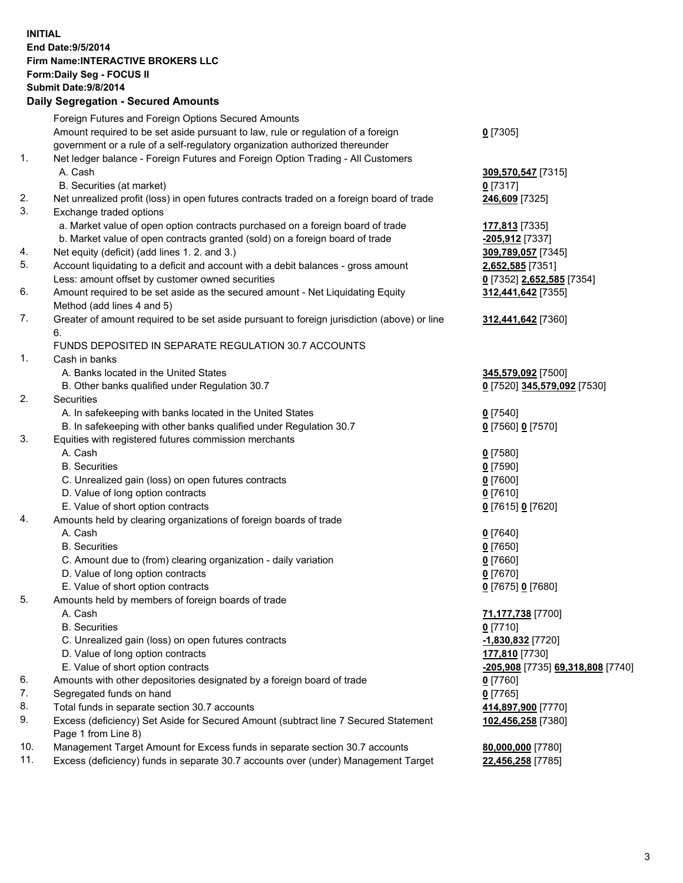**INITIAL**
**End Date:9/5/2014**
**Firm Name:INTERACTIVE BROKERS LLC**
**Form:Daily Seg - FOCUS II**
**Submit Date:9/8/2014**

## Daily Segregation - Secured Amounts

| | | |
|---|---|---|
| | Foreign Futures and Foreign Options Secured Amounts | |
| | Amount required to be set aside pursuant to law, rule or regulation of a foreign government or a rule of a self-regulatory organization authorized thereunder | **0** [7305] |
| 1. | Net ledger balance - Foreign Futures and Foreign Option Trading - All Customers | |
| | A. Cash | **309,570,547** [7315] |
| | B. Securities (at market) | **0** [7317] |
| 2. | Net unrealized profit (loss) in open futures contracts traded on a foreign board of trade | **246,609** [7325] |
| 3. | Exchange traded options | |
| | a. Market value of open option contracts purchased on a foreign board of trade | **177,813** [7335] |
| | b. Market value of open contracts granted (sold) on a foreign board of trade | **-205,912** [7337] |
| 4. | Net equity (deficit) (add lines 1. 2. and 3.) | **309,789,057** [7345] |
| 5. | Account liquidating to a deficit and account with a debit balances - gross amount | **2,652,585** [7351] |
| | Less: amount offset by customer owned securities | **0** [7352] **2,652,585** [7354] |
| 6. | Amount required to be set aside as the secured amount - Net Liquidating Equity Method (add lines 4 and 5) | **312,441,642** [7355] |
| 7. | Greater of amount required to be set aside pursuant to foreign jurisdiction (above) or line 6. | **312,441,642** [7360] |
| | FUNDS DEPOSITED IN SEPARATE REGULATION 30.7 ACCOUNTS | |
| 1. | Cash in banks | |
| | A. Banks located in the United States | **345,579,092** [7500] |
| | B. Other banks qualified under Regulation 30.7 | **0** [7520] **345,579,092** [7530] |
| 2. | Securities | |
| | A. In safekeeping with banks located in the United States | **0** [7540] |
| | B. In safekeeping with other banks qualified under Regulation 30.7 | **0** [7560] **0** [7570] |
| 3. | Equities with registered futures commission merchants | |
| | A. Cash | **0** [7580] |
| | B. Securities | **0** [7590] |
| | C. Unrealized gain (loss) on open futures contracts | **0** [7600] |
| | D. Value of long option contracts | **0** [7610] |
| | E. Value of short option contracts | **0** [7615] **0** [7620] |
| 4. | Amounts held by clearing organizations of foreign boards of trade | |
| | A. Cash | **0** [7640] |
| | B. Securities | **0** [7650] |
| | C. Amount due to (from) clearing organization - daily variation | **0** [7660] |
| | D. Value of long option contracts | **0** [7670] |
| | E. Value of short option contracts | **0** [7675] **0** [7680] |
| 5. | Amounts held by members of foreign boards of trade | |
| | A. Cash | **71,177,738** [7700] |
| | B. Securities | **0** [7710] |
| | C. Unrealized gain (loss) on open futures contracts | **-1,830,832** [7720] |
| | D. Value of long option contracts | **177,810** [7730] |
| | E. Value of short option contracts | **-205,908** [7735] **69,318,808** [7740] |
| 6. | Amounts with other depositories designated by a foreign board of trade | **0** [7760] |
| 7. | Segregated funds on hand | **0** [7765] |
| 8. | Total funds in separate section 30.7 accounts | **414,897,900** [7770] |
| 9. | Excess (deficiency) Set Aside for Secured Amount (subtract line 7 Secured Statement Page 1 from Line 8) | **102,456,258** [7380] |
| 10. | Management Target Amount for Excess funds in separate section 30.7 accounts | **80,000,000** [7780] |
| 11. | Excess (deficiency) funds in separate 30.7 accounts over (under) Management Target | **22,456,258** [7785] |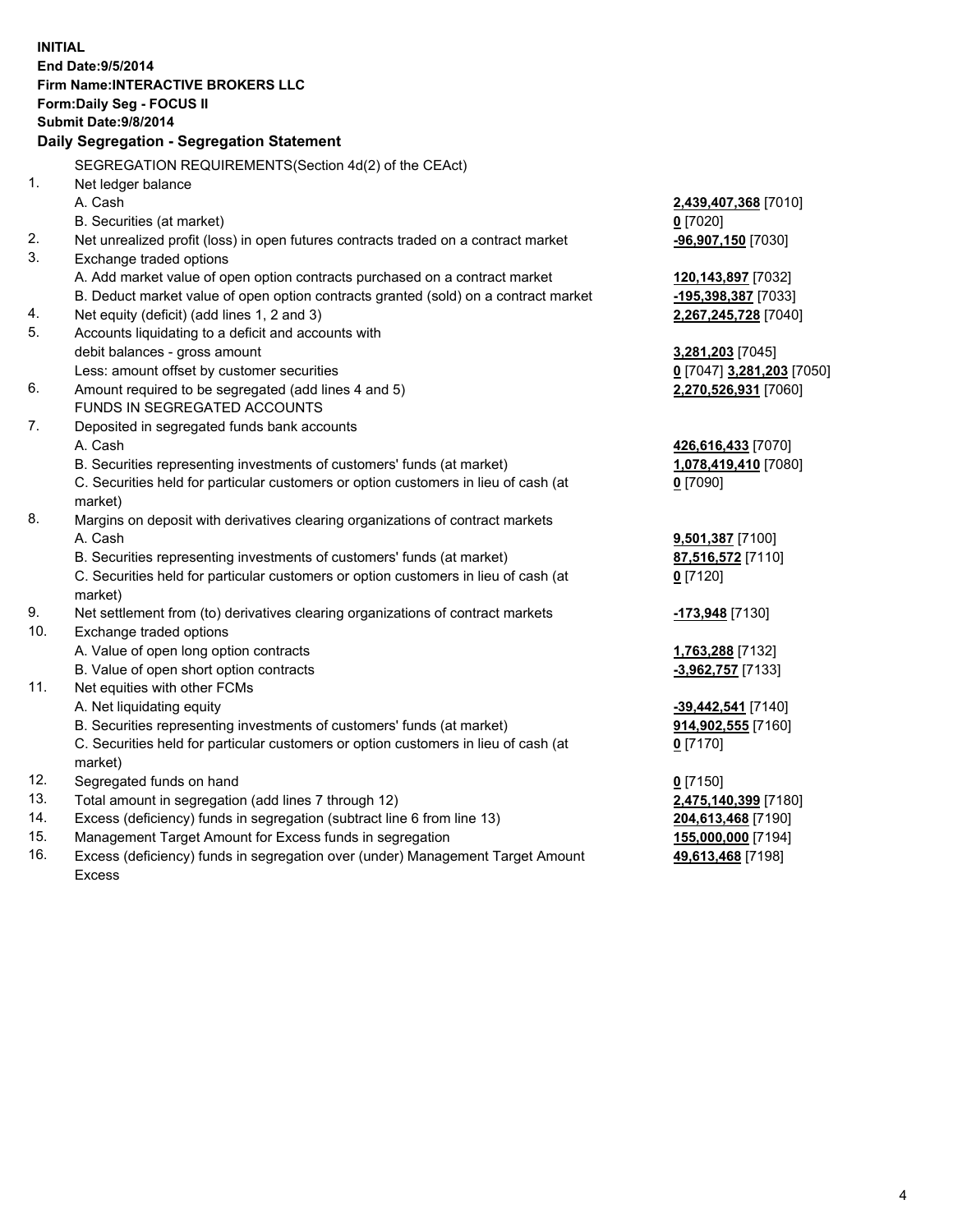**INITIAL**
**End Date:9/5/2014**
**Firm Name:INTERACTIVE BROKERS LLC**
**Form:Daily Seg - FOCUS II**
**Submit Date:9/8/2014**

## Daily Segregation - Segregation Statement

SEGREGATION REQUIREMENTS(Section 4d(2) of the CEAct)

| | | |
|---|---|---|
| 1. | Net ledger balance | |
| | A. Cash | **2,439,407,368** [7010] |
| | B. Securities (at market) | **0** [7020] |
| 2. | Net unrealized profit (loss) in open futures contracts traded on a contract market | **-96,907,150** [7030] |
| 3. | Exchange traded options | |
| | A. Add market value of open option contracts purchased on a contract market | **120,143,897** [7032] |
| | B. Deduct market value of open option contracts granted (sold) on a contract market | **-195,398,387** [7033] |
| 4. | Net equity (deficit) (add lines 1, 2 and 3) | **2,267,245,728** [7040] |
| 5. | Accounts liquidating to a deficit and accounts with debit balances - gross amount | **3,281,203** [7045] |
| | Less: amount offset by customer securities | **0** [7047] **3,281,203** [7050] |
| 6. | Amount required to be segregated (add lines 4 and 5) | **2,270,526,931** [7060] |
| | FUNDS IN SEGREGATED ACCOUNTS | |
| 7. | Deposited in segregated funds bank accounts | |
| | A. Cash | **426,616,433** [7070] |
| | B. Securities representing investments of customers' funds (at market) | **1,078,419,410** [7080] |
| | C. Securities held for particular customers or option customers in lieu of cash (at market) | **0** [7090] |
| 8. | Margins on deposit with derivatives clearing organizations of contract markets | |
| | A. Cash | **9,501,387** [7100] |
| | B. Securities representing investments of customers' funds (at market) | **87,516,572** [7110] |
| | C. Securities held for particular customers or option customers in lieu of cash (at market) | **0** [7120] |
| 9. | Net settlement from (to) derivatives clearing organizations of contract markets | **-173,948** [7130] |
| 10. | Exchange traded options | |
| | A. Value of open long option contracts | **1,763,288** [7132] |
| | B. Value of open short option contracts | **-3,962,757** [7133] |
| 11. | Net equities with other FCMs | |
| | A. Net liquidating equity | **-39,442,541** [7140] |
| | B. Securities representing investments of customers' funds (at market) | **914,902,555** [7160] |
| | C. Securities held for particular customers or option customers in lieu of cash (at market) | **0** [7170] |
| 12. | Segregated funds on hand | **0** [7150] |
| 13. | Total amount in segregation (add lines 7 through 12) | **2,475,140,399** [7180] |
| 14. | Excess (deficiency) funds in segregation (subtract line 6 from line 13) | **204,613,468** [7190] |
| 15. | Management Target Amount for Excess funds in segregation | **155,000,000** [7194] |
| 16. | Excess (deficiency) funds in segregation over (under) Management Target Amount Excess | **49,613,468** [7198] |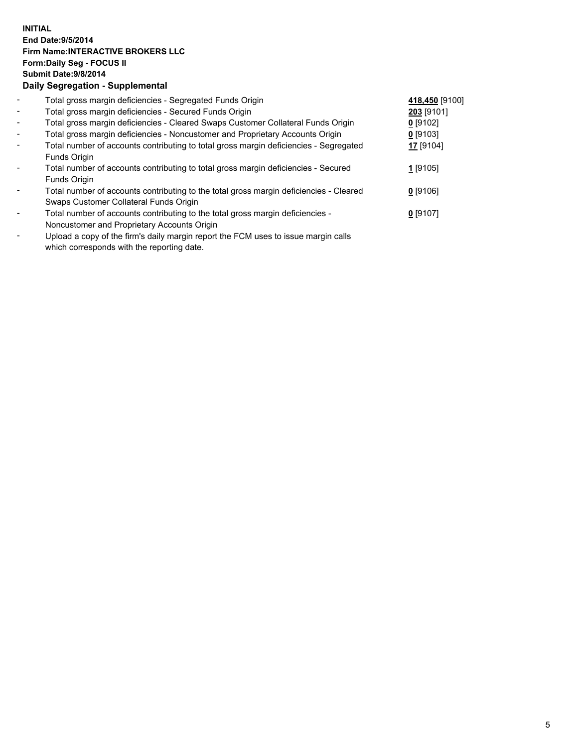**INITIAL**
**End Date:9/5/2014**
**Firm Name:INTERACTIVE BROKERS LLC**
**Form:Daily Seg - FOCUS II**
**Submit Date:9/8/2014**

**Daily Segregation - Supplemental**

| | | |
|---|---|---|
| - | Total gross margin deficiencies - Segregated Funds Origin | **418,450** [9100] |
| - | Total gross margin deficiencies - Secured Funds Origin | **203** [9101] |
| - | Total gross margin deficiencies - Cleared Swaps Customer Collateral Funds Origin | **0** [9102] |
| - | Total gross margin deficiencies - Noncustomer and Proprietary Accounts Origin | **0** [9103] |
| - | Total number of accounts contributing to total gross margin deficiencies - Segregated Funds Origin | **17** [9104] |
| - | Total number of accounts contributing to total gross margin deficiencies - Secured Funds Origin | **1** [9105] |
| - | Total number of accounts contributing to the total gross margin deficiencies - Cleared Swaps Customer Collateral Funds Origin | **0** [9106] |
| - | Total number of accounts contributing to the total gross margin deficiencies - Noncustomer and Proprietary Accounts Origin | **0** [9107] |
| - | Upload a copy of the firm's daily margin report the FCM uses to issue margin calls which corresponds with the reporting date. | |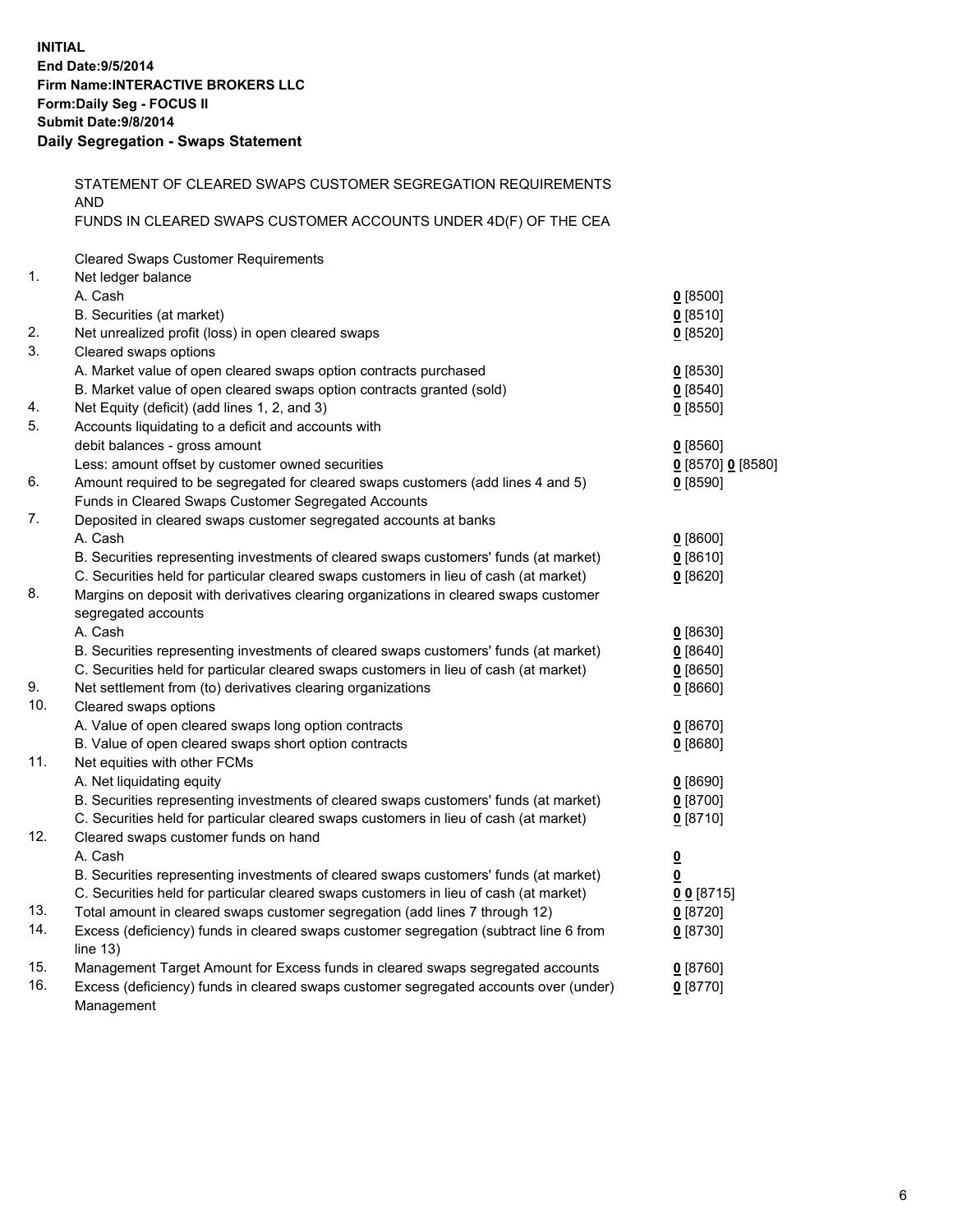**INITIAL**
**End Date:9/5/2014**
**Firm Name:INTERACTIVE BROKERS LLC**
**Form:Daily Seg - FOCUS II**
**Submit Date:9/8/2014**
**Daily Segregation - Swaps Statement**

STATEMENT OF CLEARED SWAPS CUSTOMER SEGREGATION REQUIREMENTS AND FUNDS IN CLEARED SWAPS CUSTOMER ACCOUNTS UNDER 4D(F) OF THE CEA

| | | |
|---|---|---|
| | Cleared Swaps Customer Requirements | |
| 1. | Net ledger balance | |
| | A. Cash | 0 [8500] |
| | B. Securities (at market) | 0 [8510] |
| 2. | Net unrealized profit (loss) in open cleared swaps | 0 [8520] |
| 3. | Cleared swaps options | |
| | A. Market value of open cleared swaps option contracts purchased | 0 [8530] |
| | B. Market value of open cleared swaps option contracts granted (sold) | 0 [8540] |
| 4. | Net Equity (deficit) (add lines 1, 2, and 3) | 0 [8550] |
| 5. | Accounts liquidating to a deficit and accounts with debit balances - gross amount | 0 [8560] |
| | Less: amount offset by customer owned securities | 0 [8570] 0 [8580] |
| 6. | Amount required to be segregated for cleared swaps customers (add lines 4 and 5) | 0 [8590] |
| | Funds in Cleared Swaps Customer Segregated Accounts | |
| 7. | Deposited in cleared swaps customer segregated accounts at banks | |
| | A. Cash | 0 [8600] |
| | B. Securities representing investments of cleared swaps customers' funds (at market) | 0 [8610] |
| | C. Securities held for particular cleared swaps customers in lieu of cash (at market) | 0 [8620] |
| 8. | Margins on deposit with derivatives clearing organizations in cleared swaps customer segregated accounts | |
| | A. Cash | 0 [8630] |
| | B. Securities representing investments of cleared swaps customers' funds (at market) | 0 [8640] |
| | C. Securities held for particular cleared swaps customers in lieu of cash (at market) | 0 [8650] |
| 9. | Net settlement from (to) derivatives clearing organizations | 0 [8660] |
| 10. | Cleared swaps options | |
| | A. Value of open cleared swaps long option contracts | 0 [8670] |
| | B. Value of open cleared swaps short option contracts | 0 [8680] |
| 11. | Net equities with other FCMs | |
| | A. Net liquidating equity | 0 [8690] |
| | B. Securities representing investments of cleared swaps customers' funds (at market) | 0 [8700] |
| | C. Securities held for particular cleared swaps customers in lieu of cash (at market) | 0 [8710] |
| 12. | Cleared swaps customer funds on hand | |
| | A. Cash | 0 |
| | B. Securities representing investments of cleared swaps customers' funds (at market) | 0 |
| | C. Securities held for particular cleared swaps customers in lieu of cash (at market) | 0 0 [8715] |
| 13. | Total amount in cleared swaps customer segregation (add lines 7 through 12) | 0 [8720] |
| 14. | Excess (deficiency) funds in cleared swaps customer segregation (subtract line 6 from line 13) | 0 [8730] |
| 15. | Management Target Amount for Excess funds in cleared swaps segregated accounts | 0 [8760] |
| 16. | Excess (deficiency) funds in cleared swaps customer segregated accounts over (under) Management | 0 [8770] |